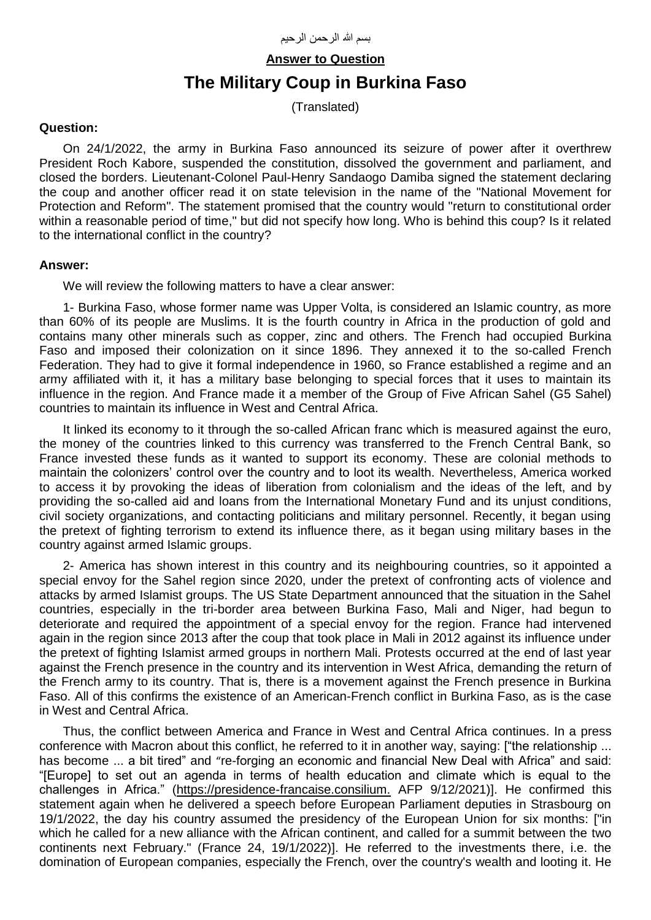بسم الله الرحمن الرحيم

**Answer to Question**

# The Military Coup in Burkina Faso

(Translated)

**Question:**

On 24/1/2022, the army in Burkina Faso announced its seizure of power after it overthrew President Roch Kabore, suspended the constitution, dissolved the government and parliament, and closed the borders. Lieutenant-Colonel Paul-Henry Sandaogo Damiba signed the statement declaring the coup and another officer read it on state television in the name of the "National Movement for Protection and Reform". The statement promised that the country would "return to constitutional order within a reasonable period of time," but did not specify how long. Who is behind this coup? Is it related to the international conflict in the country?

**Answer:**

We will review the following matters to have a clear answer:

1- Burkina Faso, whose former name was Upper Volta, is considered an Islamic country, as more than 60% of its people are Muslims. It is the fourth country in Africa in the production of gold and contains many other minerals such as copper, zinc and others. The French had occupied Burkina Faso and imposed their colonization on it since 1896. They annexed it to the so-called French Federation. They had to give it formal independence in 1960, so France established a regime and an army affiliated with it, it has a military base belonging to special forces that it uses to maintain its influence in the region. And France made it a member of the Group of Five African Sahel (G5 Sahel) countries to maintain its influence in West and Central Africa.

It linked its economy to it through the so-called African franc which is measured against the euro, the money of the countries linked to this currency was transferred to the French Central Bank, so France invested these funds as it wanted to support its economy. These are colonial methods to maintain the colonizers' control over the country and to loot its wealth. Nevertheless, America worked to access it by provoking the ideas of liberation from colonialism and the ideas of the left, and by providing the so-called aid and loans from the International Monetary Fund and its unjust conditions, civil society organizations, and contacting politicians and military personnel. Recently, it began using the pretext of fighting terrorism to extend its influence there, as it began using military bases in the country against armed Islamic groups.

2- America has shown interest in this country and its neighbouring countries, so it appointed a special envoy for the Sahel region since 2020, under the pretext of confronting acts of violence and attacks by armed Islamist groups. The US State Department announced that the situation in the Sahel countries, especially in the tri-border area between Burkina Faso, Mali and Niger, had begun to deteriorate and required the appointment of a special envoy for the region. France had intervened again in the region since 2013 after the coup that took place in Mali in 2012 against its influence under the pretext of fighting Islamist armed groups in northern Mali. Protests occurred at the end of last year against the French presence in the country and its intervention in West Africa, demanding the return of the French army to its country. That is, there is a movement against the French presence in Burkina Faso. All of this confirms the existence of an American-French conflict in Burkina Faso, as is the case in West and Central Africa.

Thus, the conflict between America and France in West and Central Africa continues. In a press conference with Macron about this conflict, he referred to it in another way, saying: ["the relationship ... has become ... a bit tired" and "re-forging an economic and financial New Deal with Africa" and said: "[Europe] to set out an agenda in terms of health education and climate which is equal to the challenges in Africa." (https://presidence-francaise.consilium. AFP 9/12/2021)]. He confirmed this statement again when he delivered a speech before European Parliament deputies in Strasbourg on 19/1/2022, the day his country assumed the presidency of the European Union for six months: ["in which he called for a new alliance with the African continent, and called for a summit between the two continents next February." (France 24, 19/1/2022)]. He referred to the investments there, i.e. the domination of European companies, especially the French, over the country's wealth and looting it. He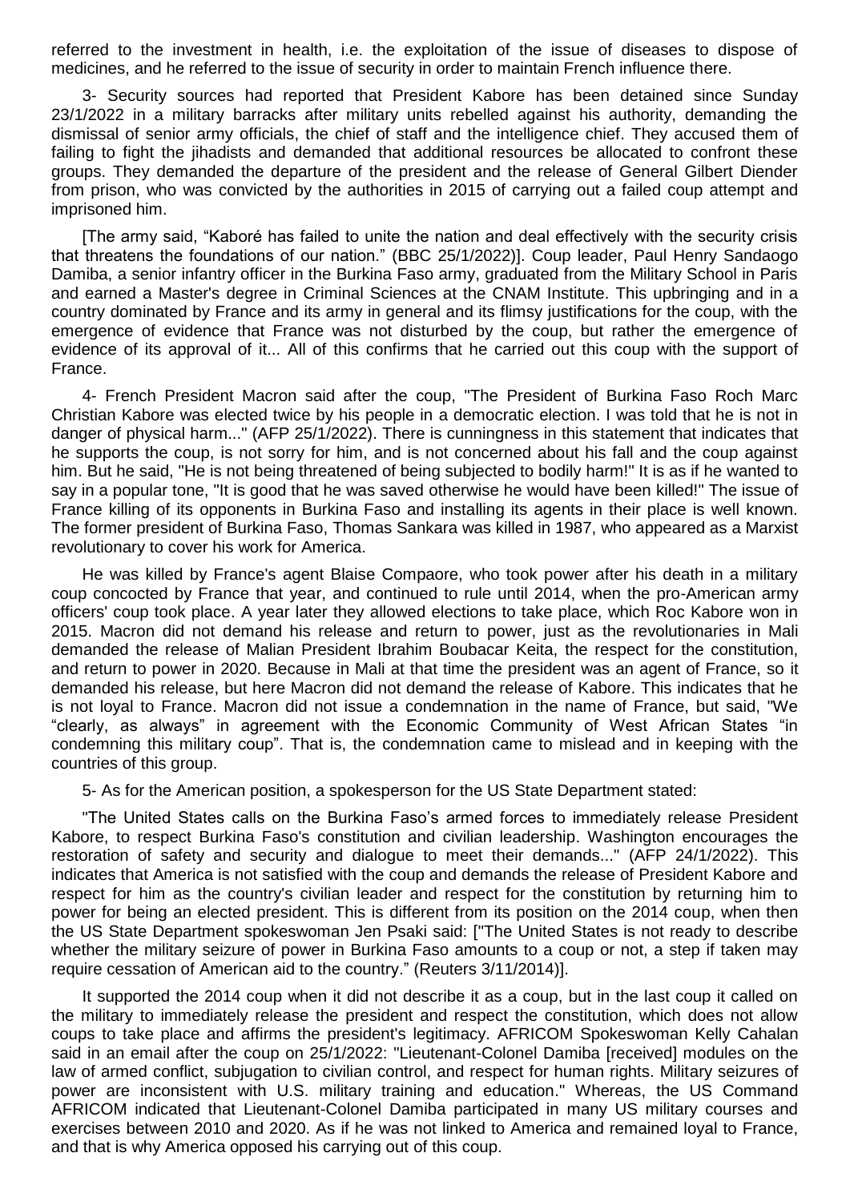referred to the investment in health, i.e. the exploitation of the issue of diseases to dispose of medicines, and he referred to the issue of security in order to maintain French influence there.

3- Security sources had reported that President Kabore has been detained since Sunday 23/1/2022 in a military barracks after military units rebelled against his authority, demanding the dismissal of senior army officials, the chief of staff and the intelligence chief. They accused them of failing to fight the jihadists and demanded that additional resources be allocated to confront these groups. They demanded the departure of the president and the release of General Gilbert Diender from prison, who was convicted by the authorities in 2015 of carrying out a failed coup attempt and imprisoned him.

[The army said, "Kaboré has failed to unite the nation and deal effectively with the security crisis that threatens the foundations of our nation." (BBC 25/1/2022)]. Coup leader, Paul Henry Sandaogo Damiba, a senior infantry officer in the Burkina Faso army, graduated from the Military School in Paris and earned a Master's degree in Criminal Sciences at the CNAM Institute. This upbringing and in a country dominated by France and its army in general and its flimsy justifications for the coup, with the emergence of evidence that France was not disturbed by the coup, but rather the emergence of evidence of its approval of it... All of this confirms that he carried out this coup with the support of France.

4- French President Macron said after the coup, "The President of Burkina Faso Roch Marc Christian Kabore was elected twice by his people in a democratic election. I was told that he is not in danger of physical harm..." (AFP 25/1/2022). There is cunningness in this statement that indicates that he supports the coup, is not sorry for him, and is not concerned about his fall and the coup against him. But he said, "He is not being threatened of being subjected to bodily harm!" It is as if he wanted to say in a popular tone, "It is good that he was saved otherwise he would have been killed!" The issue of France killing of its opponents in Burkina Faso and installing its agents in their place is well known. The former president of Burkina Faso, Thomas Sankara was killed in 1987, who appeared as a Marxist revolutionary to cover his work for America.

He was killed by France's agent Blaise Compaore, who took power after his death in a military coup concocted by France that year, and continued to rule until 2014, when the pro-American army officers' coup took place. A year later they allowed elections to take place, which Roc Kabore won in 2015. Macron did not demand his release and return to power, just as the revolutionaries in Mali demanded the release of Malian President Ibrahim Boubacar Keita, the respect for the constitution, and return to power in 2020. Because in Mali at that time the president was an agent of France, so it demanded his release, but here Macron did not demand the release of Kabore. This indicates that he is not loyal to France. Macron did not issue a condemnation in the name of France, but said, "We "clearly, as always" in agreement with the Economic Community of West African States "in condemning this military coup". That is, the condemnation came to mislead and in keeping with the countries of this group.

5- As for the American position, a spokesperson for the US State Department stated:

"The United States calls on the Burkina Faso's armed forces to immediately release President Kabore, to respect Burkina Faso's constitution and civilian leadership. Washington encourages the restoration of safety and security and dialogue to meet their demands..." (AFP 24/1/2022). This indicates that America is not satisfied with the coup and demands the release of President Kabore and respect for him as the country's civilian leader and respect for the constitution by returning him to power for being an elected president. This is different from its position on the 2014 coup, when then the US State Department spokeswoman Jen Psaki said: ["The United States is not ready to describe whether the military seizure of power in Burkina Faso amounts to a coup or not, a step if taken may require cessation of American aid to the country." (Reuters 3/11/2014)].

It supported the 2014 coup when it did not describe it as a coup, but in the last coup it called on the military to immediately release the president and respect the constitution, which does not allow coups to take place and affirms the president's legitimacy. AFRICOM Spokeswoman Kelly Cahalan said in an email after the coup on 25/1/2022: "Lieutenant-Colonel Damiba [received] modules on the law of armed conflict, subjugation to civilian control, and respect for human rights. Military seizures of power are inconsistent with U.S. military training and education." Whereas, the US Command AFRICOM indicated that Lieutenant-Colonel Damiba participated in many US military courses and exercises between 2010 and 2020. As if he was not linked to America and remained loyal to France, and that is why America opposed his carrying out of this coup.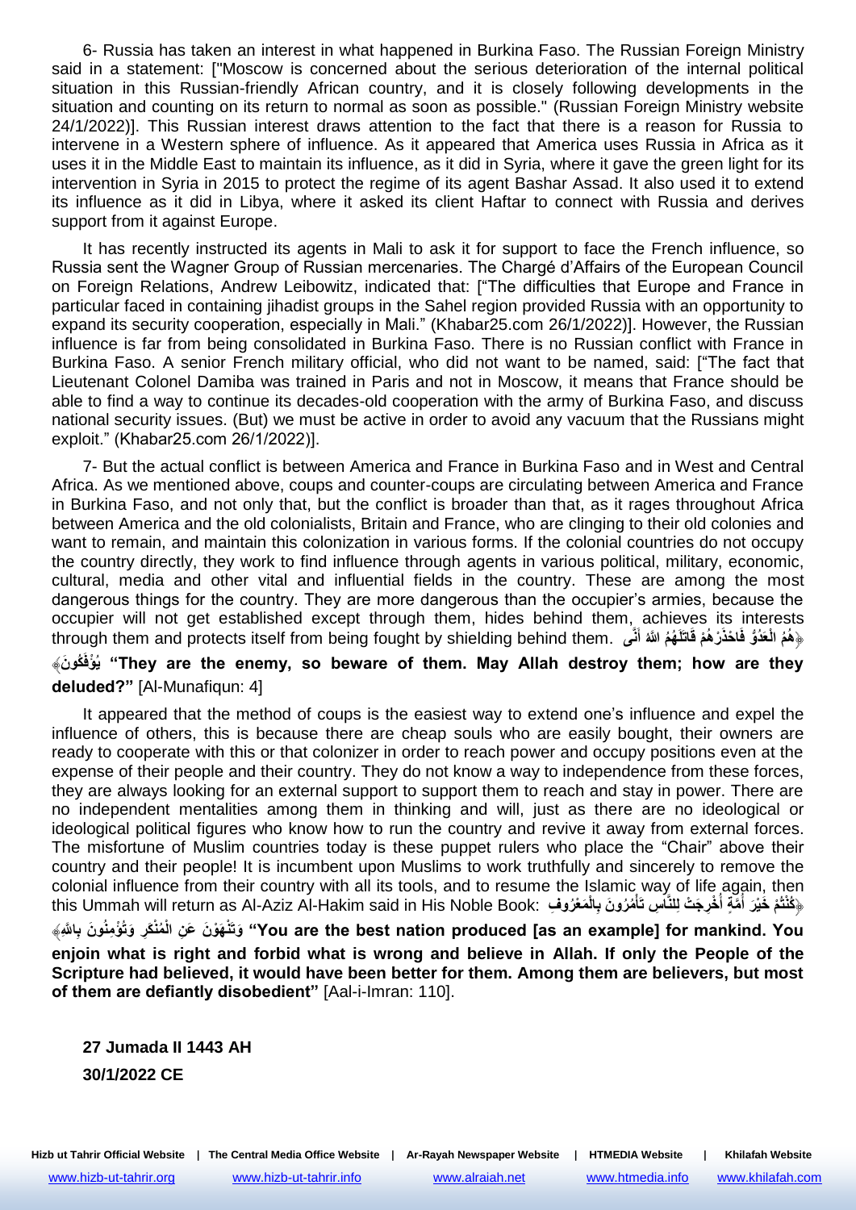6- Russia has taken an interest in what happened in Burkina Faso. The Russian Foreign Ministry said in a statement: ["Moscow is concerned about the serious deterioration of the internal political situation in this Russian-friendly African country, and it is closely following developments in the situation and counting on its return to normal as soon as possible." (Russian Foreign Ministry website 24/1/2022)]. This Russian interest draws attention to the fact that there is a reason for Russia to intervene in a Western sphere of influence. As it appeared that America uses Russia in Africa as it uses it in the Middle East to maintain its influence, as it did in Syria, where it gave the green light for its intervention in Syria in 2015 to protect the regime of its agent Bashar Assad. It also used it to extend its influence as it did in Libya, where it asked its client Haftar to connect with Russia and derives support from it against Europe.

It has recently instructed its agents in Mali to ask it for support to face the French influence, so Russia sent the Wagner Group of Russian mercenaries. The Chargé d'Affairs of the European Council on Foreign Relations, Andrew Leibowitz, indicated that: ["The difficulties that Europe and France in particular faced in containing jihadist groups in the Sahel region provided Russia with an opportunity to expand its security cooperation, especially in Mali." (Khabar25.com 26/1/2022)]. However, the Russian influence is far from being consolidated in Burkina Faso. There is no Russian conflict with France in Burkina Faso. A senior French military official, who did not want to be named, said: ["The fact that Lieutenant Colonel Damiba was trained in Paris and not in Moscow, it means that France should be able to find a way to continue its decades-old cooperation with the army of Burkina Faso, and discuss national security issues. (But) we must be active in order to avoid any vacuum that the Russians might exploit." (Khabar25.com 26/1/2022)].

7- But the actual conflict is between America and France in Burkina Faso and in West and Central Africa. As we mentioned above, coups and counter-coups are circulating between America and France in Burkina Faso, and not only that, but the conflict is broader than that, as it rages throughout Africa between America and the old colonialists, Britain and France, who are clinging to their old colonies and want to remain, and maintain this colonization in various forms. If the colonial countries do not occupy the country directly, they work to find influence through agents in various political, military, economic, cultural, media and other vital and influential fields in the country. These are among the most dangerous things for the country. They are more dangerous than the occupier's armies, because the occupier will not get established except through them, hides behind them, achieves its interests through them and protects itself from being fought by shielding behind them. ﴿هُمُ الْعَدُوُّ فَاحْذَرْهُمْ قَاتَلَهُمُ اللَّهُ أَنَّى يُؤْفَكُونَ﴾ **"They are the enemy, so beware of them. May Allah destroy them; how are they deluded?"** [Al-Munafiqun: 4]

It appeared that the method of coups is the easiest way to extend one's influence and expel the influence of others, this is because there are cheap souls who are easily bought, their owners are ready to cooperate with this or that colonizer in order to reach power and occupy positions even at the expense of their people and their country. They do not know a way to independence from these forces, they are always looking for an external support to support them to reach and stay in power. There are no independent mentalities among them in thinking and will, just as there are no ideological or ideological political figures who know how to run the country and revive it away from external forces. The misfortune of Muslim countries today is these puppet rulers who place the "Chair" above their country and their people! It is incumbent upon Muslims to work truthfully and sincerely to remove the colonial influence from their country with all its tools, and to resume the Islamic way of life again, then this Ummah will return as Al-Aziz Al-Hakim said in His Noble Book: ﴿كُنْتُمْ خَيْرَ أُمَّةٍ أُخْرِجَتْ لِلنَّاسِ تَأْمُرُونَ بِالْمَعْرُوفِ وَتَنْهَوْنَ عَنِ الْمُنْكَرِ وَتُؤْمِنُونَ بِاللَّهِ﴾ **"You are the best nation produced [as an example] for mankind. You enjoin what is right and forbid what is wrong and believe in Allah. If only the People of the Scripture had believed, it would have been better for them. Among them are believers, but most of them are defiantly disobedient"** [Aal-i-Imran: 110].

**27 Jumada II 1443 AH**

**30/1/2022 CE**

**Hizb ut Tahrir Official Website | The Central Media Office Website | Ar-Rayah Newspaper Website | HTMEDIA Website | Khilafah Website**

www.hizb-ut-tahrir.org www.hizb-ut-tahrir.info www.alraiah.net www.htmedia.info www.khilafah.com